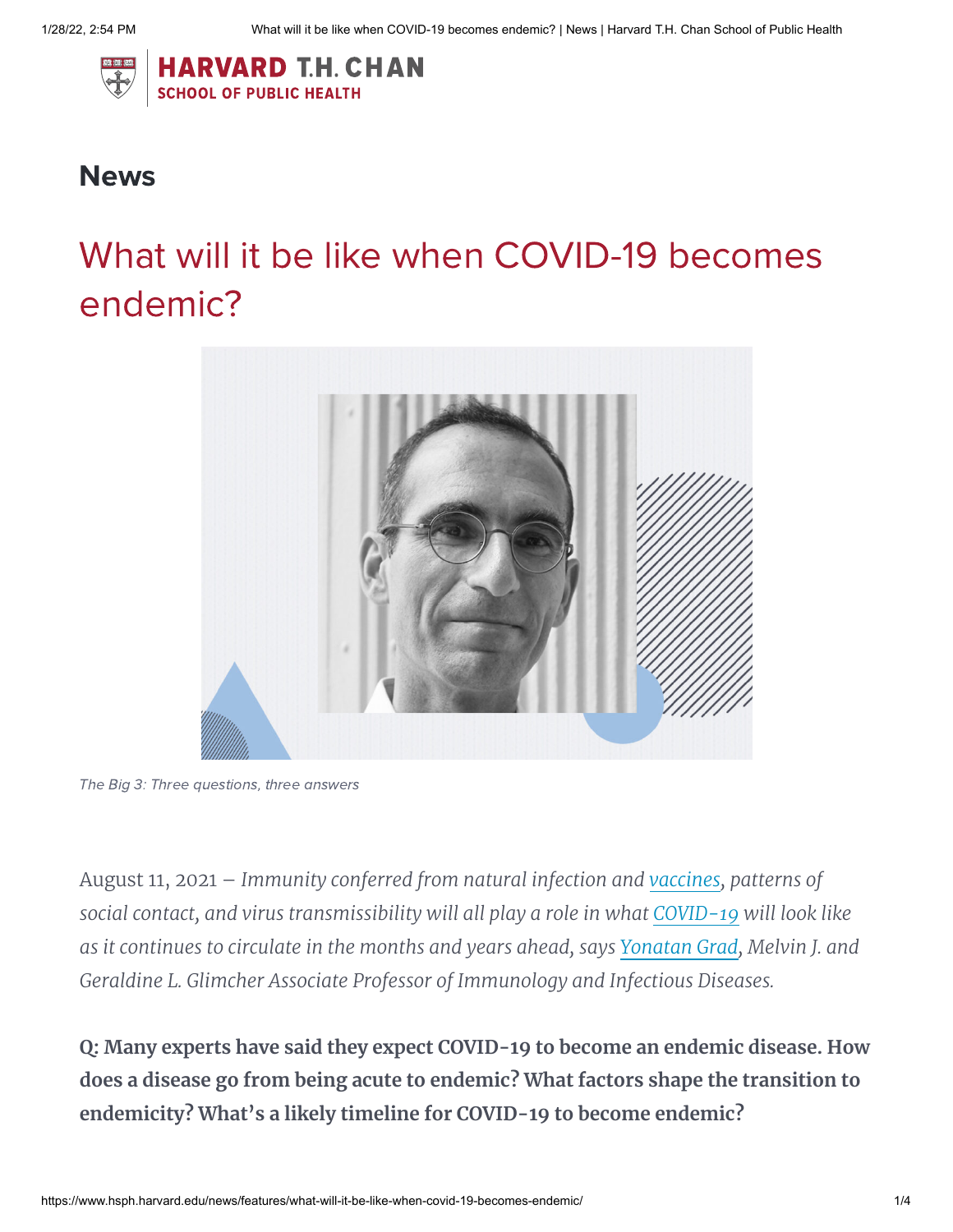# News

## What will it be like when COVID-19 becomes endemic?

*The Big 3: Three questions, three answers*

August 11, 2021 – *Immunity conferred from natural infection and vaccines, patterns of social contact, and virus transmissibility will all play a role in what COVID-19 will look like as it continues to circulate in the months and years ahead, says Yonatan Grad, Melvin J. and Geraldine L. Glimcher Associate Professor of Immunology and Infectious Diseases.*

**Q: Many experts have said they expect COVID-19 to become an endemic disease. How does a disease go from being acute to endemic? What factors shape the transition to endemicity? What's a likely timeline for COVID-19 to become endemic?**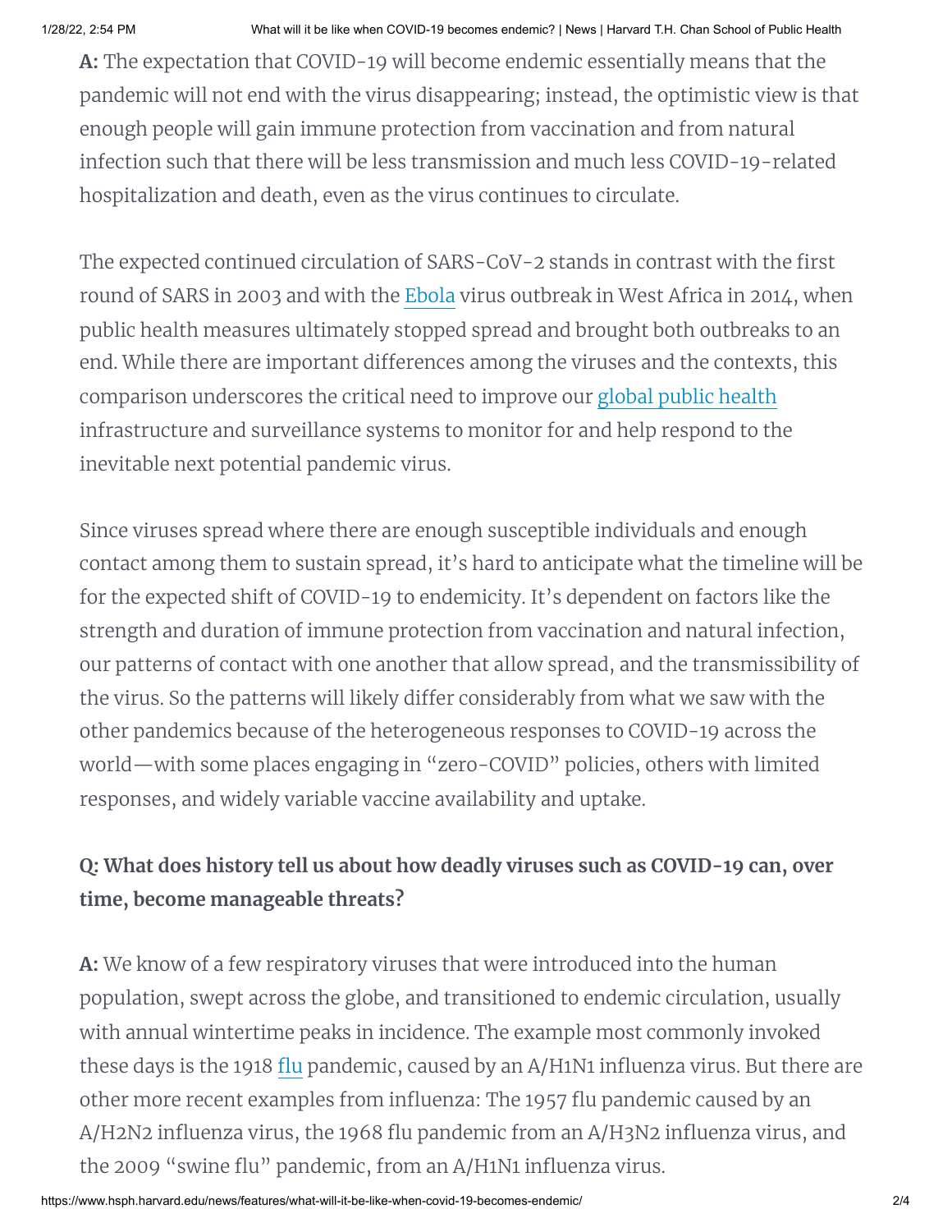**A:** The expectation that COVID-19 will become endemic essentially means that the pandemic will not end with the virus disappearing; instead, the optimistic view is that enough people will gain immune protection from vaccination and from natural infection such that there will be less transmission and much less COVID-19-related hospitalization and death, even as the virus continues to circulate.

The expected continued circulation of SARS-CoV-2 stands in contrast with the first round of SARS in 2003 and with the Ebola virus outbreak in West Africa in 2014, when public health measures ultimately stopped spread and brought both outbreaks to an end. While there are important differences among the viruses and the contexts, this comparison underscores the critical need to improve our global public health infrastructure and surveillance systems to monitor for and help respond to the inevitable next potential pandemic virus.

Since viruses spread where there are enough susceptible individuals and enough contact among them to sustain spread, it's hard to anticipate what the timeline will be for the expected shift of COVID-19 to endemicity. It's dependent on factors like the strength and duration of immune protection from vaccination and natural infection, our patterns of contact with one another that allow spread, and the transmissibility of the virus. So the patterns will likely differ considerably from what we saw with the other pandemics because of the heterogeneous responses to COVID-19 across the world—with some places engaging in "zero-COVID" policies, others with limited responses, and widely variable vaccine availability and uptake.

**Q: What does history tell us about how deadly viruses such as COVID-19 can, over time, become manageable threats?**

**A:** We know of a few respiratory viruses that were introduced into the human population, swept across the globe, and transitioned to endemic circulation, usually with annual wintertime peaks in incidence. The example most commonly invoked these days is the 1918 flu pandemic, caused by an A/H1N1 influenza virus. But there are other more recent examples from influenza: The 1957 flu pandemic caused by an A/H2N2 influenza virus, the 1968 flu pandemic from an A/H3N2 influenza virus, and the 2009 "swine flu" pandemic, from an A/H1N1 influenza virus.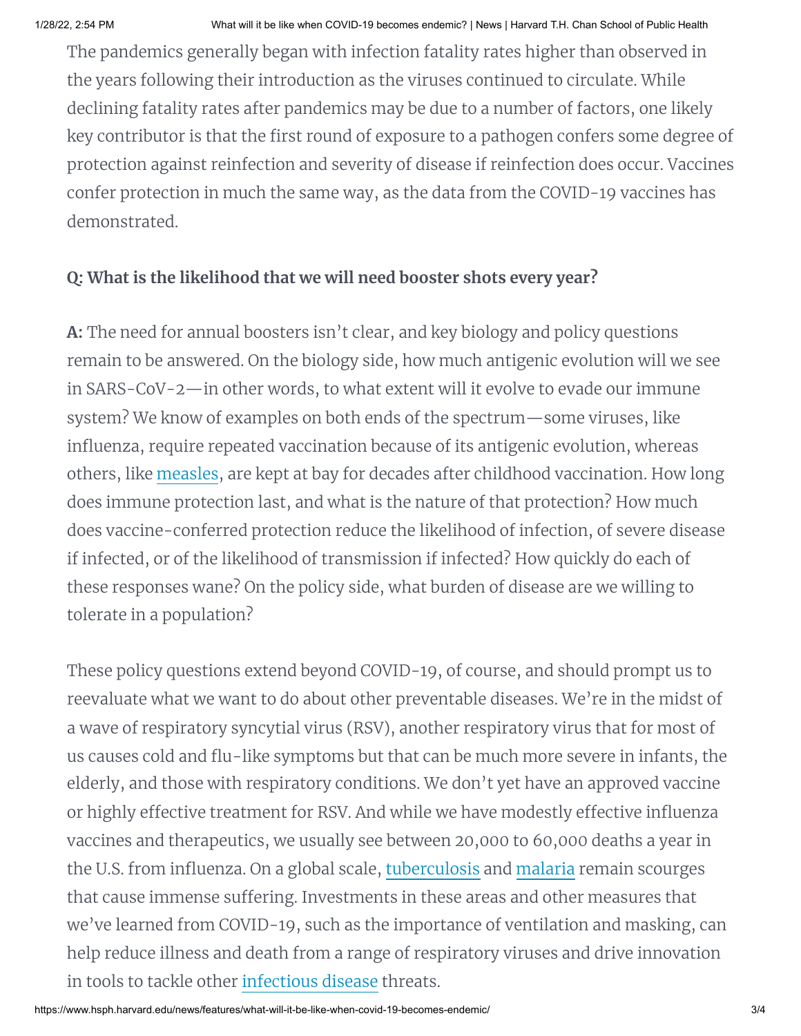The pandemics generally began with infection fatality rates higher than observed in the years following their introduction as the viruses continued to circulate. While declining fatality rates after pandemics may be due to a number of factors, one likely key contributor is that the first round of exposure to a pathogen confers some degree of protection against reinfection and severity of disease if reinfection does occur. Vaccines confer protection in much the same way, as the data from the COVID-19 vaccines has demonstrated.

**Q: What is the likelihood that we will need booster shots every year?**

**A:** The need for annual boosters isn't clear, and key biology and policy questions remain to be answered. On the biology side, how much antigenic evolution will we see in SARS-CoV-2—in other words, to what extent will it evolve to evade our immune system? We know of examples on both ends of the spectrum—some viruses, like influenza, require repeated vaccination because of its antigenic evolution, whereas others, like measles, are kept at bay for decades after childhood vaccination. How long does immune protection last, and what is the nature of that protection? How much does vaccine-conferred protection reduce the likelihood of infection, of severe disease if infected, or of the likelihood of transmission if infected? How quickly do each of these responses wane? On the policy side, what burden of disease are we willing to tolerate in a population?

These policy questions extend beyond COVID-19, of course, and should prompt us to reevaluate what we want to do about other preventable diseases. We're in the midst of a wave of respiratory syncytial virus (RSV), another respiratory virus that for most of us causes cold and flu-like symptoms but that can be much more severe in infants, the elderly, and those with respiratory conditions. We don't yet have an approved vaccine or highly effective treatment for RSV. And while we have modestly effective influenza vaccines and therapeutics, we usually see between 20,000 to 60,000 deaths a year in the U.S. from influenza. On a global scale, tuberculosis and malaria remain scourges that cause immense suffering. Investments in these areas and other measures that we've learned from COVID-19, such as the importance of ventilation and masking, can help reduce illness and death from a range of respiratory viruses and drive innovation in tools to tackle other infectious disease threats.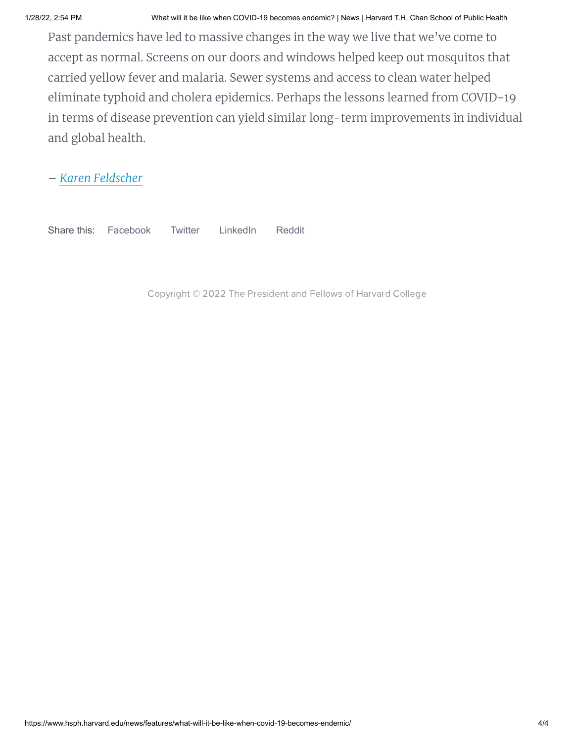Past pandemics have led to massive changes in the way we live that we've come to accept as normal. Screens on our doors and windows helped keep out mosquitos that carried yellow fever and malaria. Sewer systems and access to clean water helped eliminate typhoid and cholera epidemics. Perhaps the lessons learned from COVID-19 in terms of disease prevention can yield similar long-term improvements in individual and global health.

– *Karen Feldscher*

Share this: Facebook Twitter LinkedIn Reddit

Copyright © 2022 The President and Fellows of Harvard College